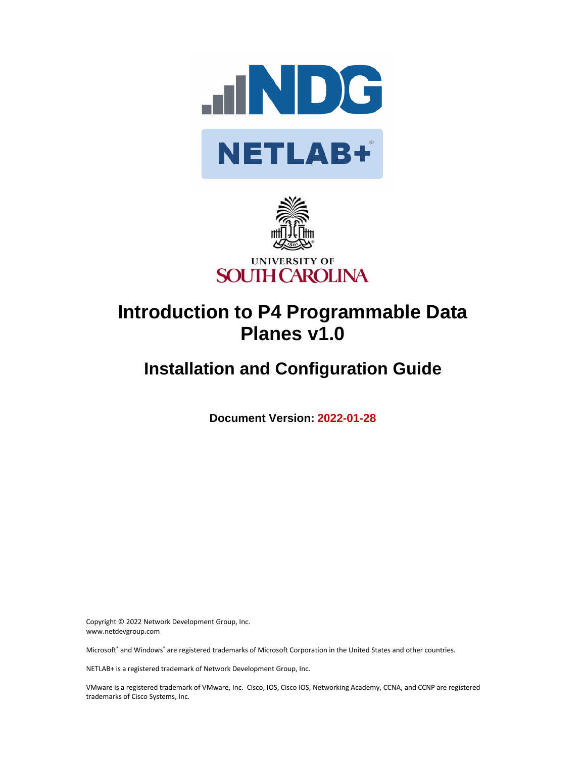# Introduction to P4 Programmable Data Planes v1.0

## Installation and Configuration Guide

**Document Version: 2022-01-28**

Copyright © 2022 Network Development Group, Inc.
www.netdevgroup.com

Microsoft® and Windows® are registered trademarks of Microsoft Corporation in the United States and other countries.

NETLAB+ is a registered trademark of Network Development Group, Inc.

VMware is a registered trademark of VMware, Inc. Cisco, IOS, Cisco IOS, Networking Academy, CCNA, and CCNP are registered trademarks of Cisco Systems, Inc.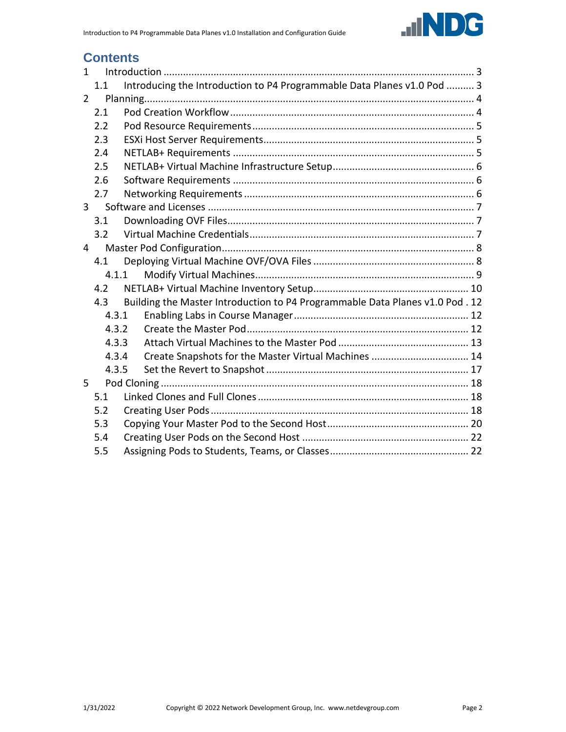# Contents

1 Introduction ............................................................................................................... 3
  1.1 Introducing the Introduction to P4 Programmable Data Planes v1.0 Pod .......... 3
2 Planning..................................................................................................................... 4
  2.1 Pod Creation Workflow ....................................................................................... 4
  2.2 Pod Resource Requirements ............................................................................... 5
  2.3 ESXi Host Server Requirements........................................................................... 5
  2.4 NETLAB+ Requirements ...................................................................................... 5
  2.5 NETLAB+ Virtual Machine Infrastructure Setup.................................................. 6
  2.6 Software Requirements ...................................................................................... 6
  2.7 Networking Requirements .................................................................................. 6
3 Software and Licenses ............................................................................................... 7
  3.1 Downloading OVF Files........................................................................................ 7
  3.2 Virtual Machine Credentials................................................................................ 7
4 Master Pod Configuration.......................................................................................... 8
  4.1 Deploying Virtual Machine OVF/OVA Files .......................................................... 8
    4.1.1 Modify Virtual Machines.............................................................................. 9
  4.2 NETLAB+ Virtual Machine Inventory Setup....................................................... 10
  4.3 Building the Master Introduction to P4 Programmable Data Planes v1.0 Pod . 12
    4.3.1 Enabling Labs in Course Manager .............................................................. 12
    4.3.2 Create the Master Pod ............................................................................... 12
    4.3.3 Attach Virtual Machines to the Master Pod ............................................... 13
    4.3.4 Create Snapshots for the Master Virtual Machines ................................... 14
    4.3.5 Set the Revert to Snapshot ........................................................................ 17
5 Pod Cloning ............................................................................................................. 18
  5.1 Linked Clones and Full Clones ........................................................................... 18
  5.2 Creating User Pods ........................................................................................... 18
  5.3 Copying Your Master Pod to the Second Host................................................... 20
  5.4 Creating User Pods on the Second Host ........................................................... 22
  5.5 Assigning Pods to Students, Teams, or Classes................................................. 22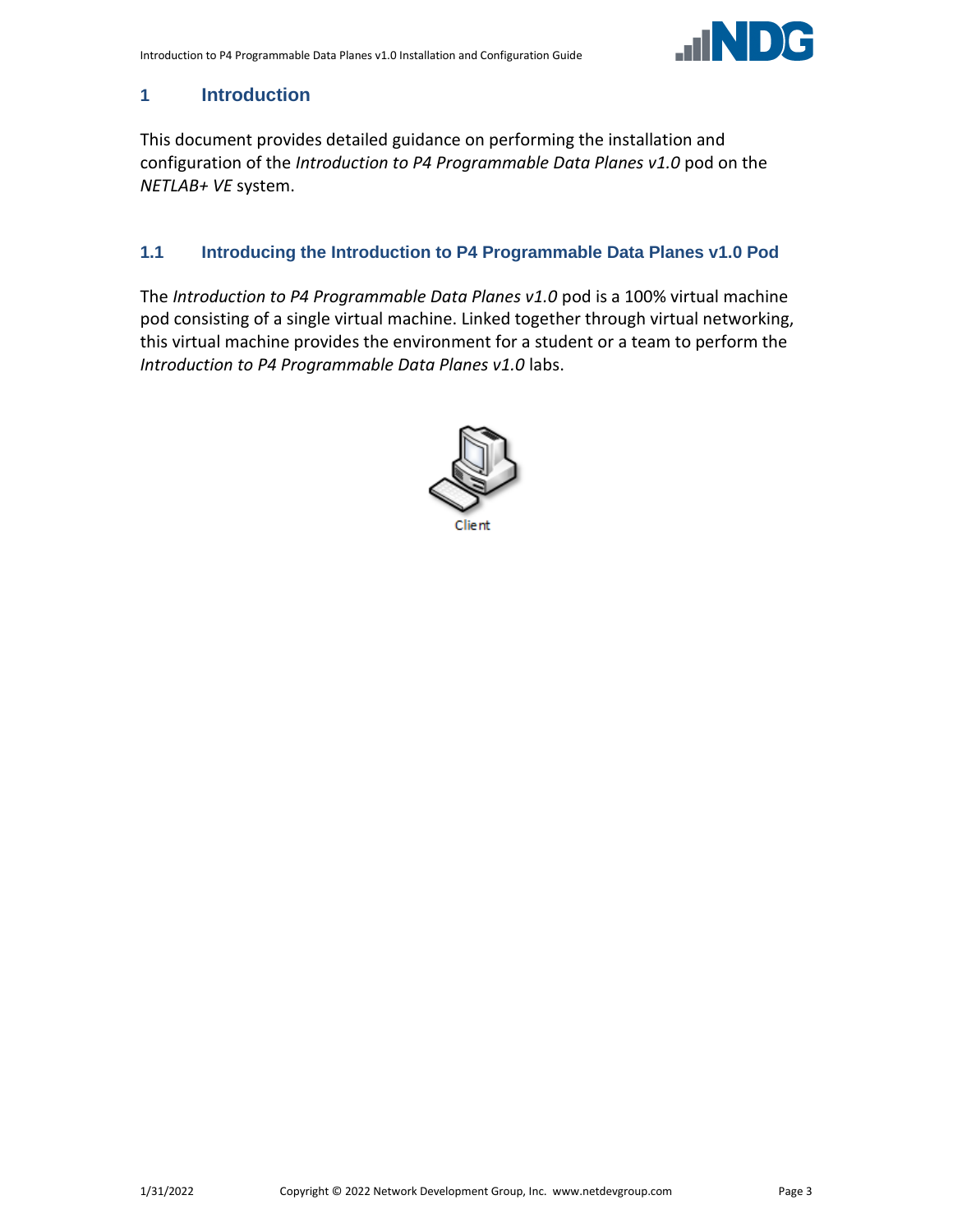# 1 Introduction

This document provides detailed guidance on performing the installation and configuration of the *Introduction to P4 Programmable Data Planes v1.0* pod on the *NETLAB+ VE* system.

## 1.1 Introducing the Introduction to P4 Programmable Data Planes v1.0 Pod

The *Introduction to P4 Programmable Data Planes v1.0* pod is a 100% virtual machine pod consisting of a single virtual machine. Linked together through virtual networking, this virtual machine provides the environment for a student or a team to perform the *Introduction to P4 Programmable Data Planes v1.0* labs.

Client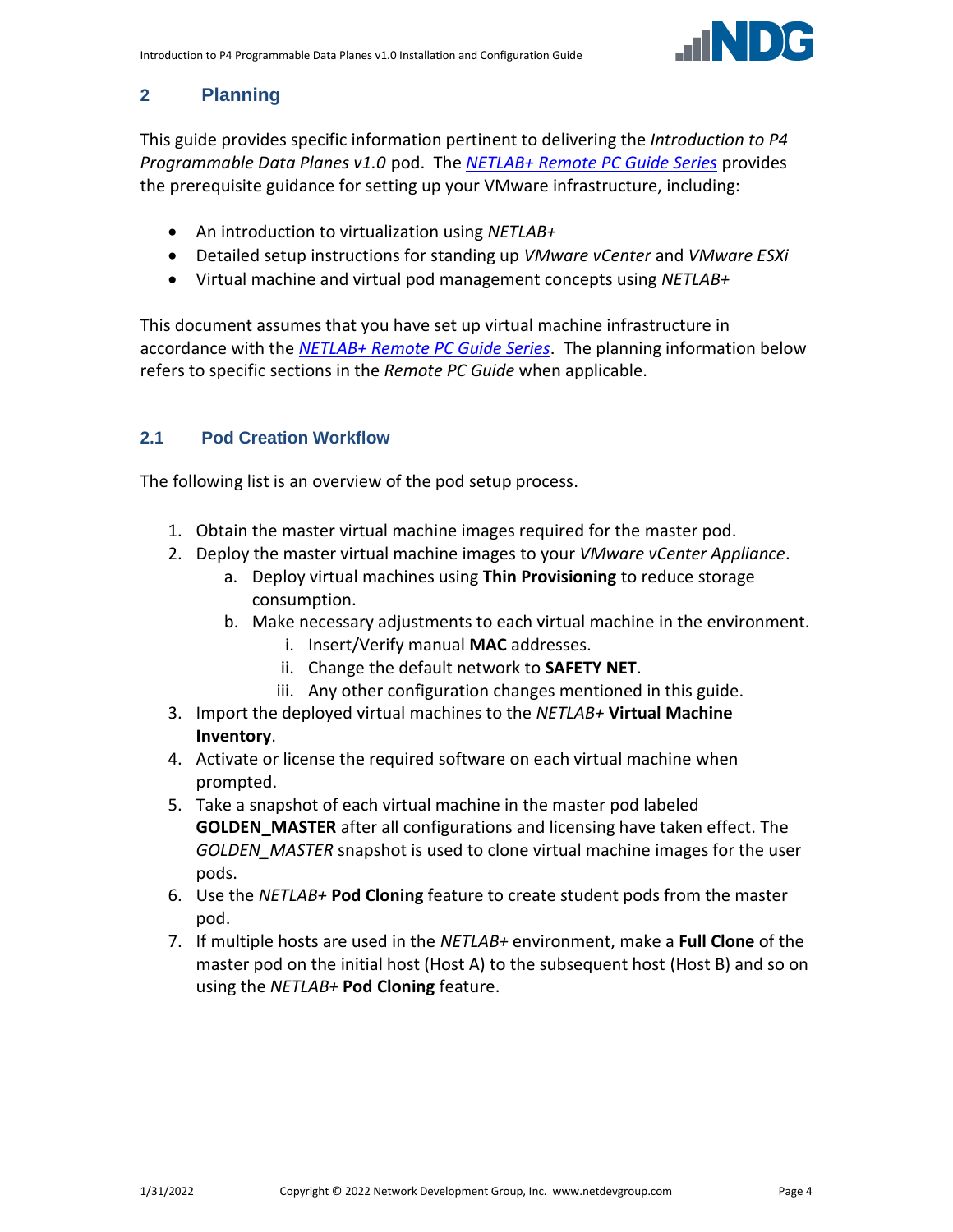## 2 Planning

This guide provides specific information pertinent to delivering the *Introduction to P4 Programmable Data Planes v1.0* pod. The *NETLAB+ Remote PC Guide Series* provides the prerequisite guidance for setting up your VMware infrastructure, including:

- An introduction to virtualization using *NETLAB+*
- Detailed setup instructions for standing up *VMware vCenter* and *VMware ESXi*
- Virtual machine and virtual pod management concepts using *NETLAB+*

This document assumes that you have set up virtual machine infrastructure in accordance with the *NETLAB+ Remote PC Guide Series*. The planning information below refers to specific sections in the *Remote PC Guide* when applicable.

### 2.1 Pod Creation Workflow

The following list is an overview of the pod setup process.

1. Obtain the master virtual machine images required for the master pod.
2. Deploy the master virtual machine images to your *VMware vCenter Appliance*.
   a. Deploy virtual machines using **Thin Provisioning** to reduce storage consumption.
   b. Make necessary adjustments to each virtual machine in the environment.
      i. Insert/Verify manual **MAC** addresses.
      ii. Change the default network to **SAFETY NET**.
      iii. Any other configuration changes mentioned in this guide.
3. Import the deployed virtual machines to the *NETLAB+* **Virtual Machine Inventory**.
4. Activate or license the required software on each virtual machine when prompted.
5. Take a snapshot of each virtual machine in the master pod labeled **GOLDEN_MASTER** after all configurations and licensing have taken effect. The *GOLDEN_MASTER* snapshot is used to clone virtual machine images for the user pods.
6. Use the *NETLAB+* **Pod Cloning** feature to create student pods from the master pod.
7. If multiple hosts are used in the *NETLAB+* environment, make a **Full Clone** of the master pod on the initial host (Host A) to the subsequent host (Host B) and so on using the *NETLAB+* **Pod Cloning** feature.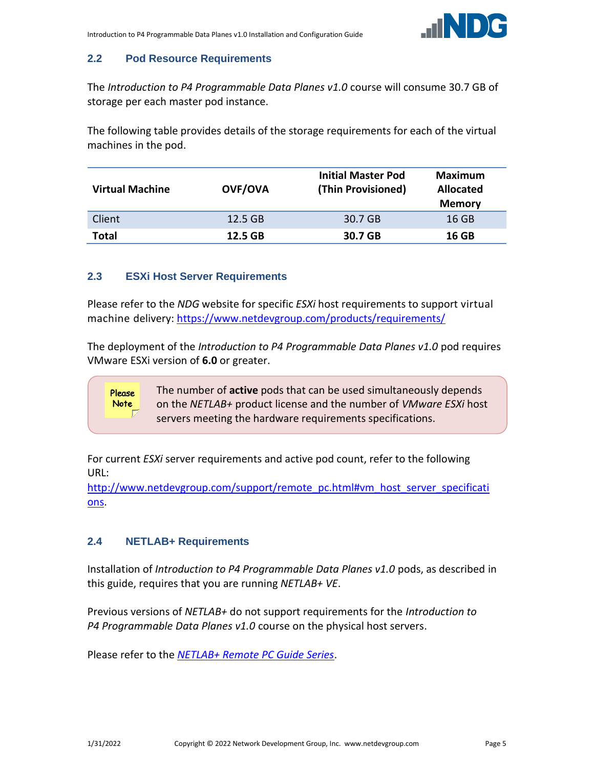## 2.2 Pod Resource Requirements

The *Introduction to P4 Programmable Data Planes v1.0* course will consume 30.7 GB of storage per each master pod instance.

The following table provides details of the storage requirements for each of the virtual machines in the pod.

| Virtual Machine | OVF/OVA | Initial Master Pod (Thin Provisioned) | Maximum Allocated Memory |
|---|---|---|---|
| Client | 12.5 GB | 30.7 GB | 16 GB |
| **Total** | **12.5 GB** | **30.7 GB** | **16 GB** |

## 2.3 ESXi Host Server Requirements

Please refer to the *NDG* website for specific *ESXi* host requirements to support virtual machine delivery: https://www.netdevgroup.com/products/requirements/

The deployment of the *Introduction to P4 Programmable Data Planes v1.0* pod requires VMware ESXi version of **6.0** or greater.

> Please Note
>
> The number of **active** pods that can be used simultaneously depends on the *NETLAB+* product license and the number of *VMware ESXi* host servers meeting the hardware requirements specifications.

For current *ESXi* server requirements and active pod count, refer to the following URL:
http://www.netdevgroup.com/support/remote_pc.html#vm_host_server_specifications.

## 2.4 NETLAB+ Requirements

Installation of *Introduction to P4 Programmable Data Planes v1.0* pods, as described in this guide, requires that you are running *NETLAB+ VE*.

Previous versions of *NETLAB+* do not support requirements for the *Introduction to P4 Programmable Data Planes v1.0* course on the physical host servers.

Please refer to the *NETLAB+ Remote PC Guide Series*.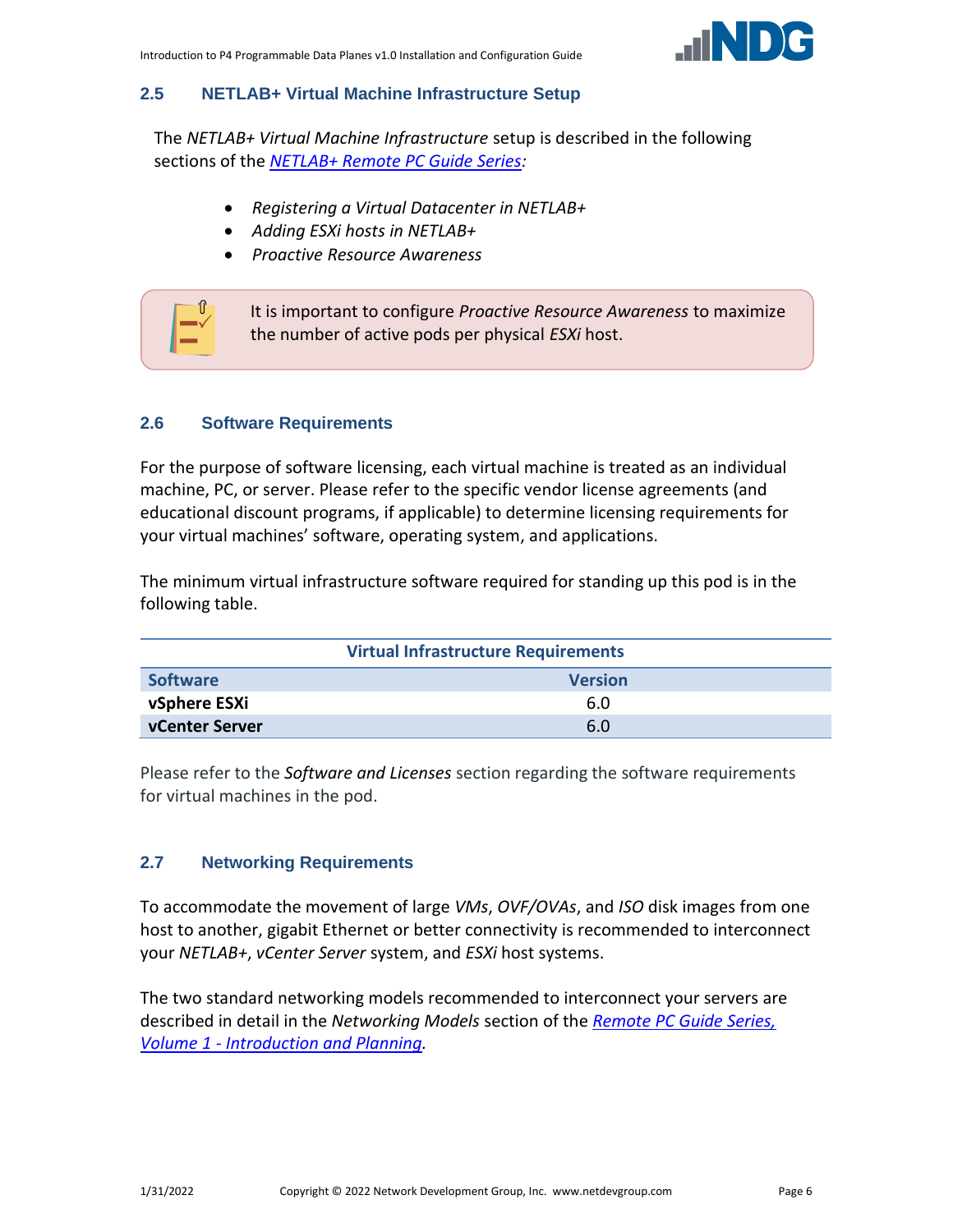## 2.5 NETLAB+ Virtual Machine Infrastructure Setup

The *NETLAB+ Virtual Machine Infrastructure* setup is described in the following sections of the [*NETLAB+ Remote PC Guide Series*](#):

- *Registering a Virtual Datacenter in NETLAB+*
- *Adding ESXi hosts in NETLAB+*
- *Proactive Resource Awareness*

It is important to configure *Proactive Resource Awareness* to maximize the number of active pods per physical *ESXi* host.

## 2.6 Software Requirements

For the purpose of software licensing, each virtual machine is treated as an individual machine, PC, or server. Please refer to the specific vendor license agreements (and educational discount programs, if applicable) to determine licensing requirements for your virtual machines' software, operating system, and applications.

The minimum virtual infrastructure software required for standing up this pod is in the following table.

| Virtual Infrastructure Requirements | |
|---|---|
| **Software** | **Version** |
| **vSphere ESXi** | 6.0 |
| **vCenter Server** | 6.0 |

Please refer to the *Software and Licenses* section regarding the software requirements for virtual machines in the pod.

## 2.7 Networking Requirements

To accommodate the movement of large *VMs*, *OVF/OVAs*, and *ISO* disk images from one host to another, gigabit Ethernet or better connectivity is recommended to interconnect your *NETLAB+*, *vCenter Server* system, and *ESXi* host systems.

The two standard networking models recommended to interconnect your servers are described in detail in the *Networking Models* section of the [*Remote PC Guide Series, Volume 1 - Introduction and Planning*](#).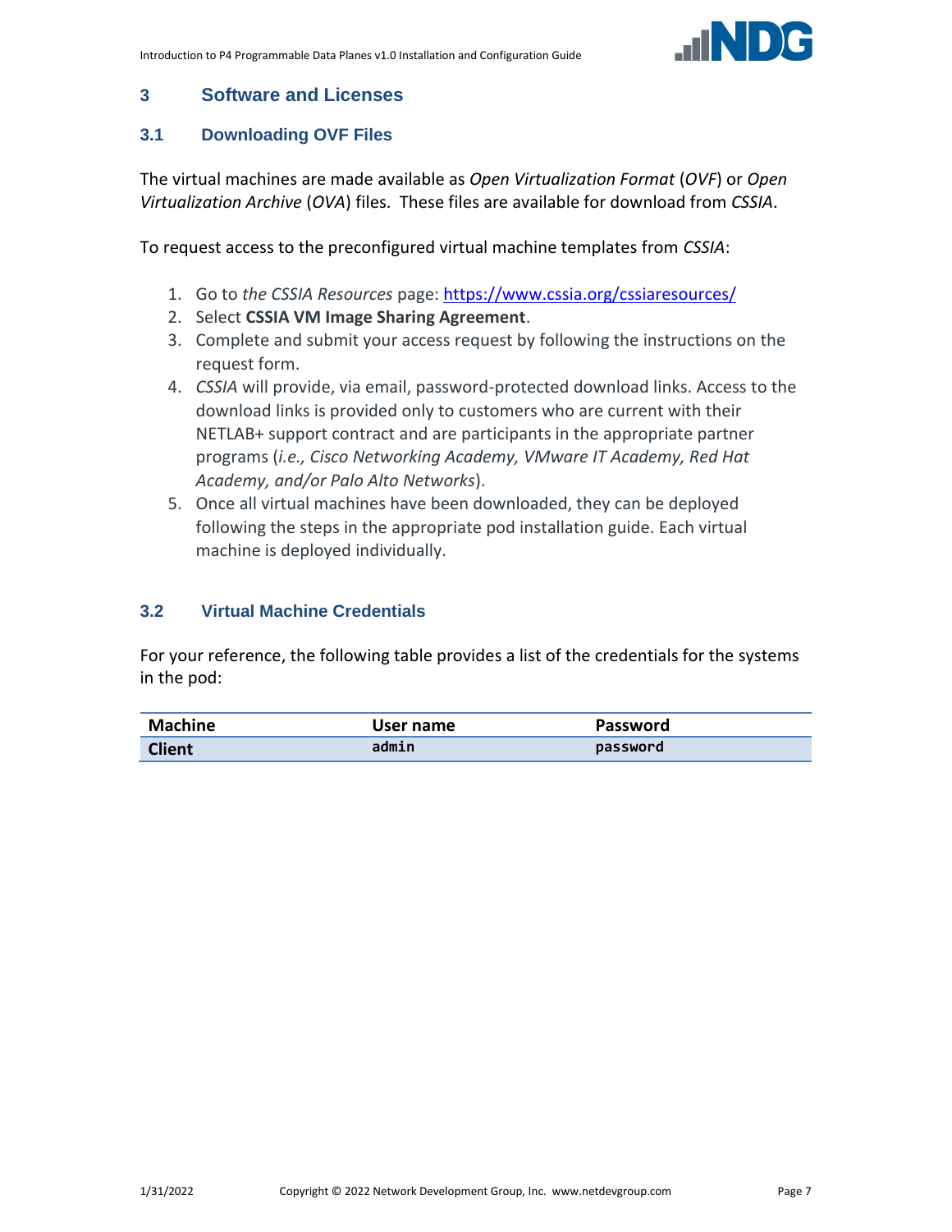# 3 Software and Licenses

## 3.1 Downloading OVF Files

The virtual machines are made available as *Open Virtualization Format* (*OVF*) or *Open Virtualization Archive* (*OVA*) files. These files are available for download from *CSSIA*.

To request access to the preconfigured virtual machine templates from *CSSIA*:

1. Go to *the CSSIA Resources* page: https://www.cssia.org/cssiaresources/
2. Select **CSSIA VM Image Sharing Agreement**.
3. Complete and submit your access request by following the instructions on the request form.
4. *CSSIA* will provide, via email, password-protected download links. Access to the download links is provided only to customers who are current with their NETLAB+ support contract and are participants in the appropriate partner programs (*i.e., Cisco Networking Academy, VMware IT Academy, Red Hat Academy, and/or Palo Alto Networks*).
5. Once all virtual machines have been downloaded, they can be deployed following the steps in the appropriate pod installation guide. Each virtual machine is deployed individually.

## 3.2 Virtual Machine Credentials

For your reference, the following table provides a list of the credentials for the systems in the pod:

| Machine | User name | Password |
|---|---|---|
| **Client** | `admin` | `password` |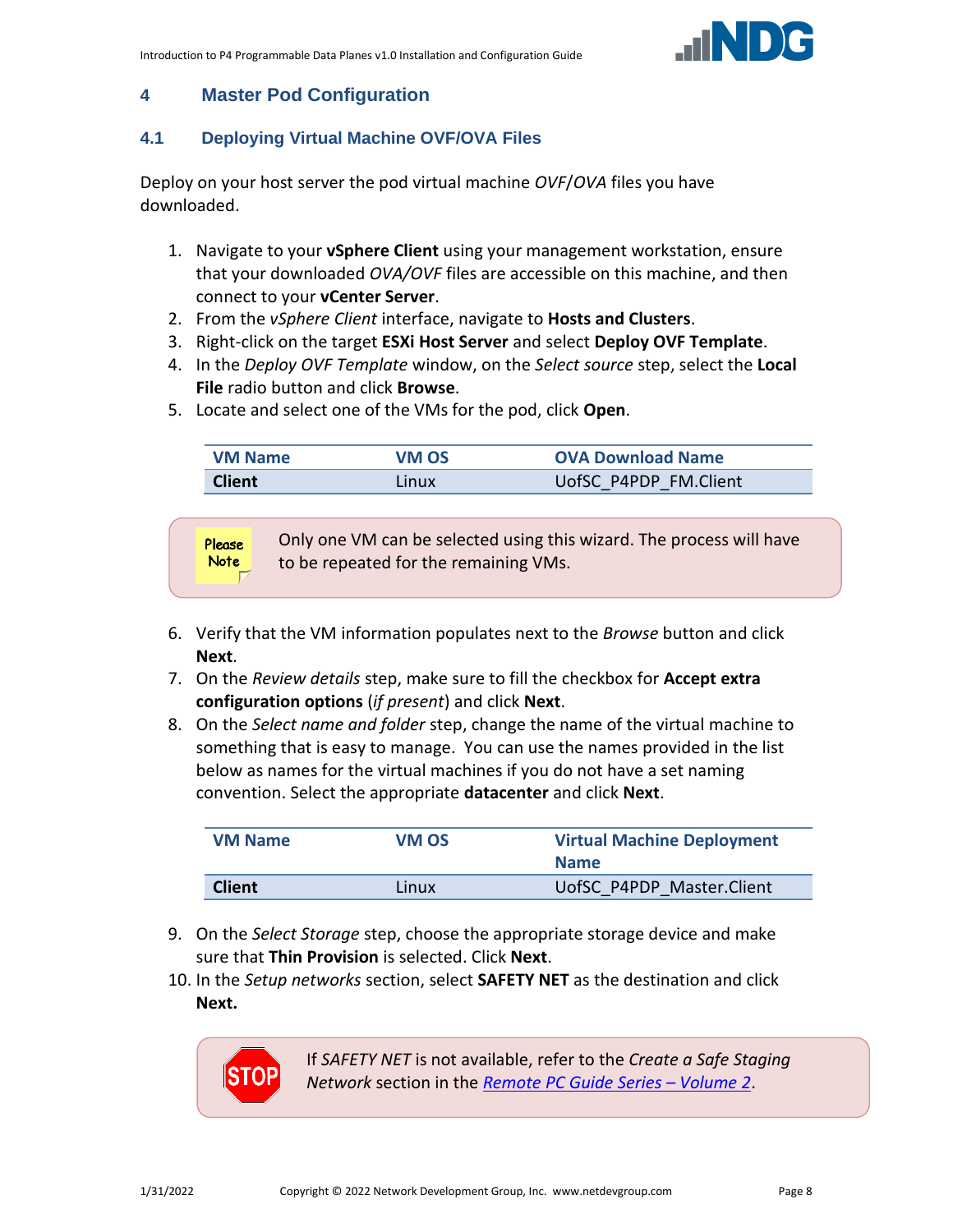# 4 Master Pod Configuration

## 4.1 Deploying Virtual Machine OVF/OVA Files

Deploy on your host server the pod virtual machine *OVF*/*OVA* files you have downloaded.

1. Navigate to your **vSphere Client** using your management workstation, ensure that your downloaded *OVA/OVF* files are accessible on this machine, and then connect to your **vCenter Server**.
2. From the *vSphere Client* interface, navigate to **Hosts and Clusters**.
3. Right-click on the target **ESXi Host Server** and select **Deploy OVF Template**.
4. In the *Deploy OVF Template* window, on the *Select source* step, select the **Local File** radio button and click **Browse**.
5. Locate and select one of the VMs for the pod, click **Open**.

| VM Name | VM OS | OVA Download Name |
|---|---|---|
| **Client** | Linux | UofSC_P4PDP_FM.Client |

Please Note: Only one VM can be selected using this wizard. The process will have to be repeated for the remaining VMs.

6. Verify that the VM information populates next to the *Browse* button and click **Next**.
7. On the *Review details* step, make sure to fill the checkbox for **Accept extra configuration options** (*if present*) and click **Next**.
8. On the *Select name and folder* step, change the name of the virtual machine to something that is easy to manage. You can use the names provided in the list below as names for the virtual machines if you do not have a set naming convention. Select the appropriate **datacenter** and click **Next**.

| VM Name | VM OS | Virtual Machine Deployment Name |
|---|---|---|
| **Client** | Linux | UofSC_P4PDP_Master.Client |

9. On the *Select Storage* step, choose the appropriate storage device and make sure that **Thin Provision** is selected. Click **Next**.
10. In the *Setup networks* section, select **SAFETY NET** as the destination and click **Next.**

STOP: If *SAFETY NET* is not available, refer to the *Create a Safe Staging Network* section in the *Remote PC Guide Series – Volume 2*.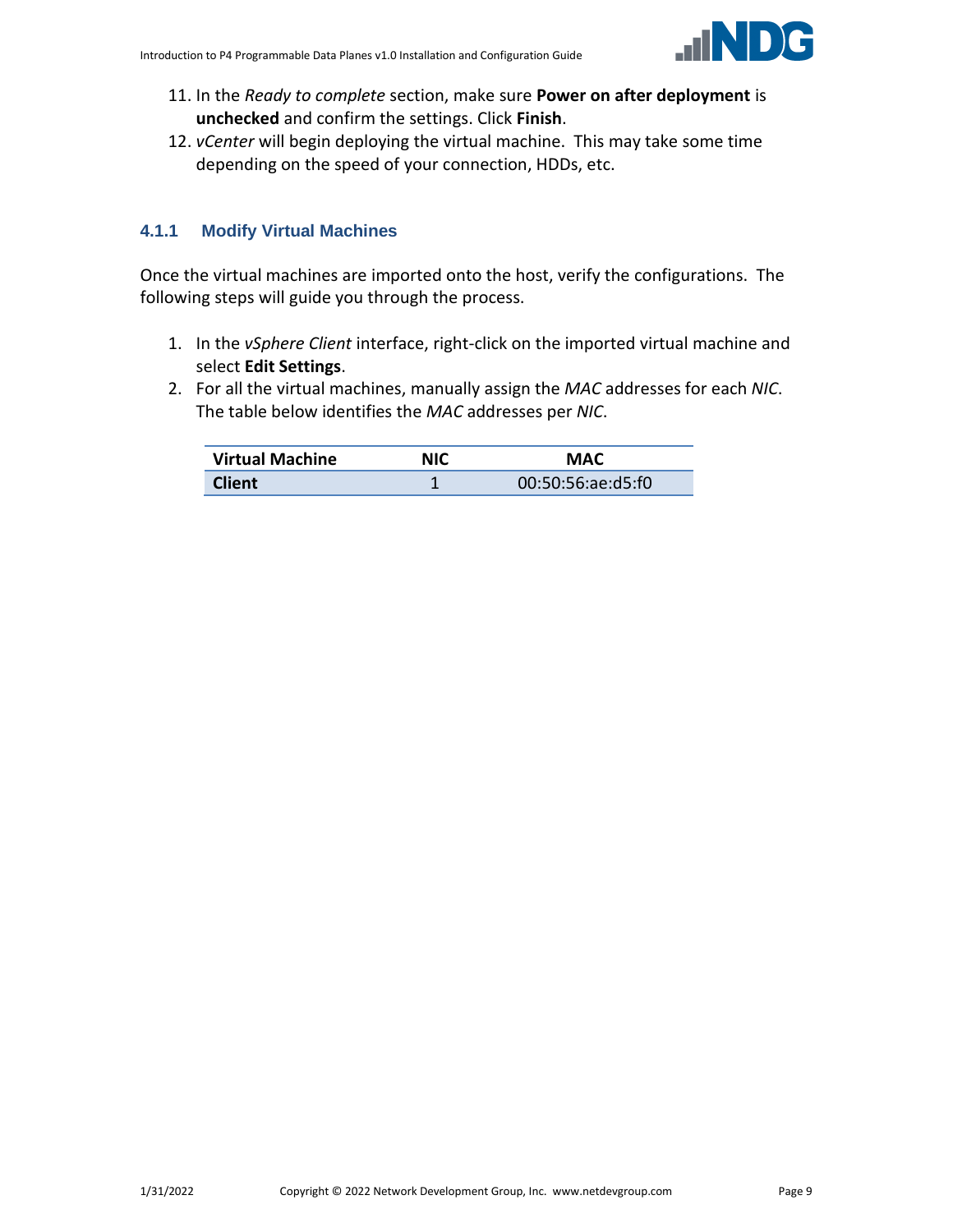11. In the *Ready to complete* section, make sure **Power on after deployment** is **unchecked** and confirm the settings. Click **Finish**.
12. *vCenter* will begin deploying the virtual machine. This may take some time depending on the speed of your connection, HDDs, etc.

### 4.1.1 Modify Virtual Machines

Once the virtual machines are imported onto the host, verify the configurations. The following steps will guide you through the process.

1. In the *vSphere Client* interface, right-click on the imported virtual machine and select **Edit Settings**.
2. For all the virtual machines, manually assign the *MAC* addresses for each *NIC*. The table below identifies the *MAC* addresses per *NIC*.

| Virtual Machine | NIC | MAC |
|---|---|---|
| **Client** | 1 | 00:50:56:ae:d5:f0 |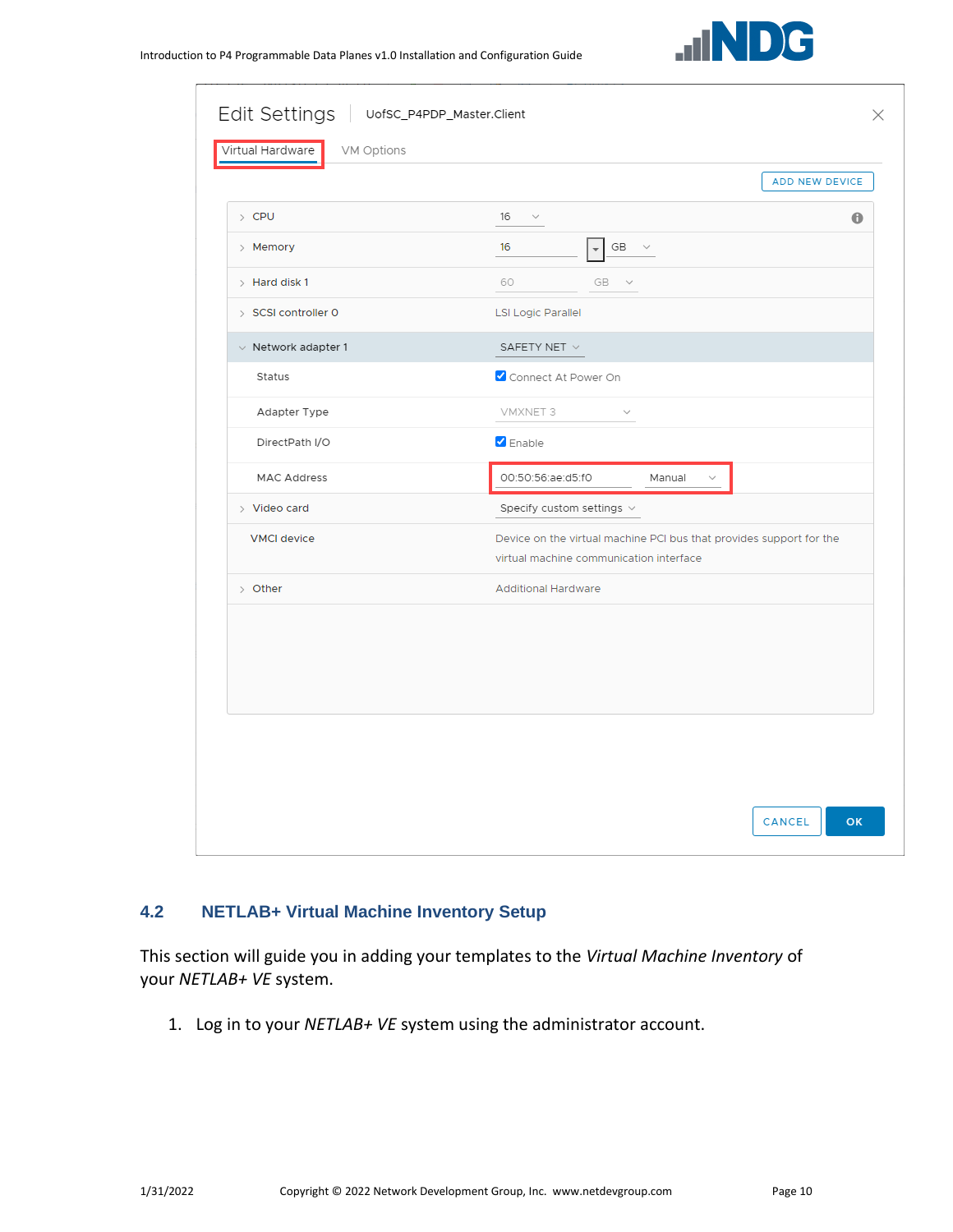## 4.2 NETLAB+ Virtual Machine Inventory Setup

This section will guide you in adding your templates to the *Virtual Machine Inventory* of your *NETLAB+ VE* system.

1. Log in to your *NETLAB+ VE* system using the administrator account.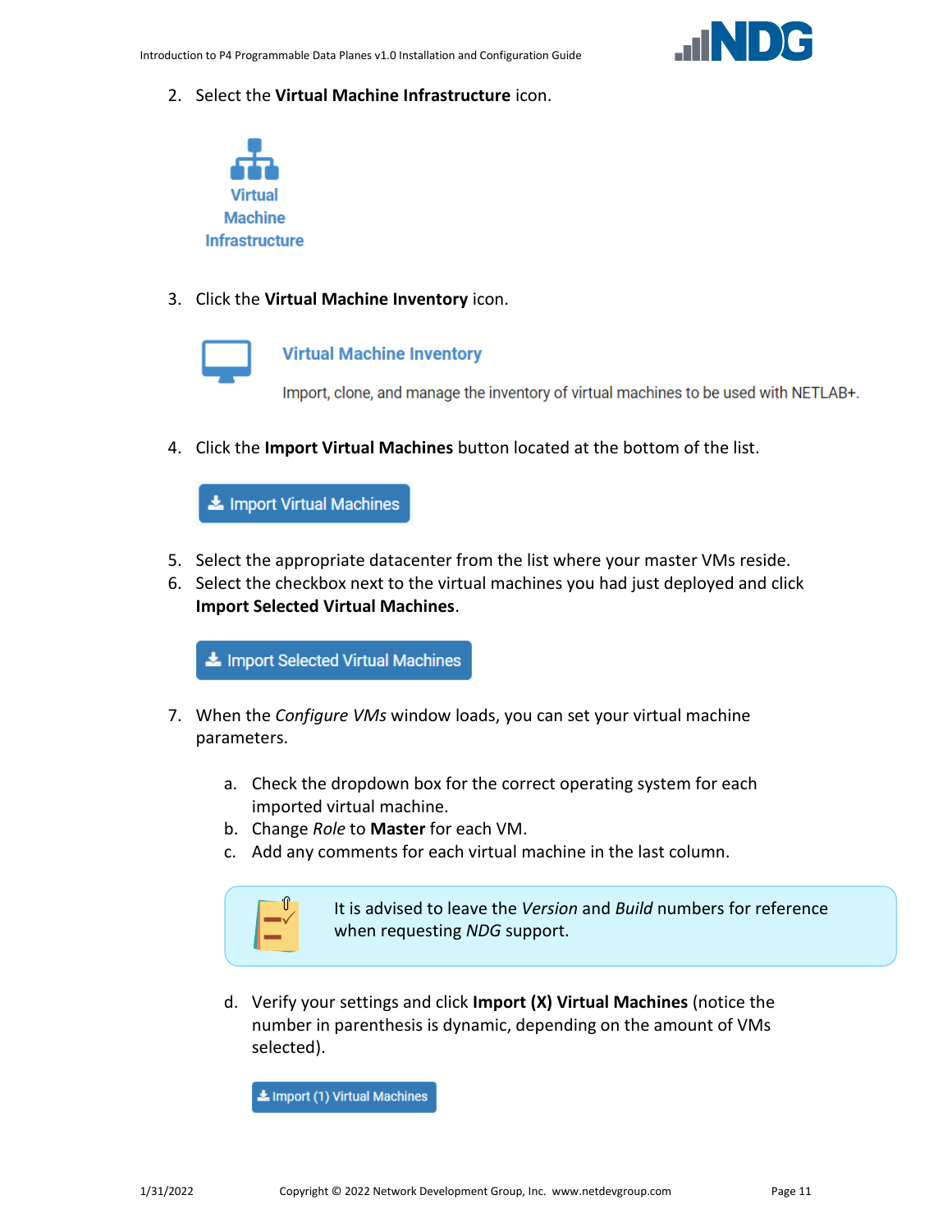2. Select the **Virtual Machine Infrastructure** icon.

Virtual Machine Infrastructure

3. Click the **Virtual Machine Inventory** icon.

Virtual Machine Inventory

Import, clone, and manage the inventory of virtual machines to be used with NETLAB+.

4. Click the **Import Virtual Machines** button located at the bottom of the list.

Import Virtual Machines

5. Select the appropriate datacenter from the list where your master VMs reside.
6. Select the checkbox next to the virtual machines you had just deployed and click **Import Selected Virtual Machines**.

Import Selected Virtual Machines

7. When the *Configure VMs* window loads, you can set your virtual machine parameters.

   a. Check the dropdown box for the correct operating system for each imported virtual machine.
   b. Change *Role* to **Master** for each VM.
   c. Add any comments for each virtual machine in the last column.

   It is advised to leave the *Version* and *Build* numbers for reference when requesting *NDG* support.

   d. Verify your settings and click **Import (X) Virtual Machines** (notice the number in parenthesis is dynamic, depending on the amount of VMs selected).

   Import (1) Virtual Machines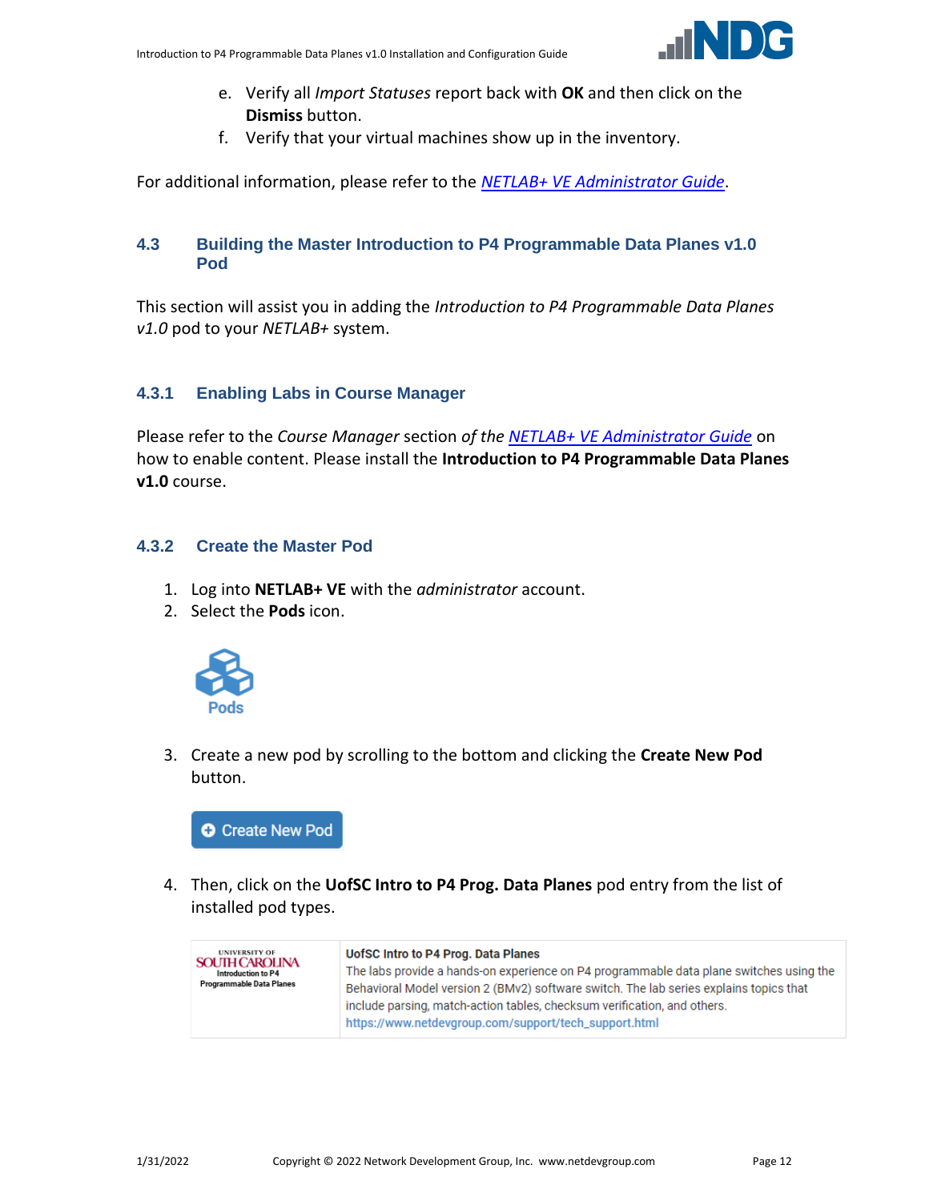e. Verify all *Import Statuses* report back with **OK** and then click on the **Dismiss** button.
   f. Verify that your virtual machines show up in the inventory.

For additional information, please refer to the *NETLAB+ VE Administrator Guide*.

### 4.3 Building the Master Introduction to P4 Programmable Data Planes v1.0 Pod

This section will assist you in adding the *Introduction to P4 Programmable Data Planes v1.0* pod to your *NETLAB+* system.

#### 4.3.1 Enabling Labs in Course Manager

Please refer to the *Course Manager* section *of the* *NETLAB+ VE Administrator Guide* on how to enable content. Please install the **Introduction to P4 Programmable Data Planes v1.0** course.

#### 4.3.2 Create the Master Pod

1. Log into **NETLAB+ VE** with the *administrator* account.
2. Select the **Pods** icon.

   Pods

3. Create a new pod by scrolling to the bottom and clicking the **Create New Pod** button.

   Create New Pod

4. Then, click on the **UofSC Intro to P4 Prog. Data Planes** pod entry from the list of installed pod types.

| UNIVERSITY OF SOUTH CAROLINA Introduction to P4 Programmable Data Planes | UofSC Intro to P4 Prog. Data Planes<br>The labs provide a hands-on experience on P4 programmable data plane switches using the Behavioral Model version 2 (BMv2) software switch. The lab series explains topics that include parsing, match-action tables, checksum verification, and others.<br>https://www.netdevgroup.com/support/tech_support.html |
|---|---|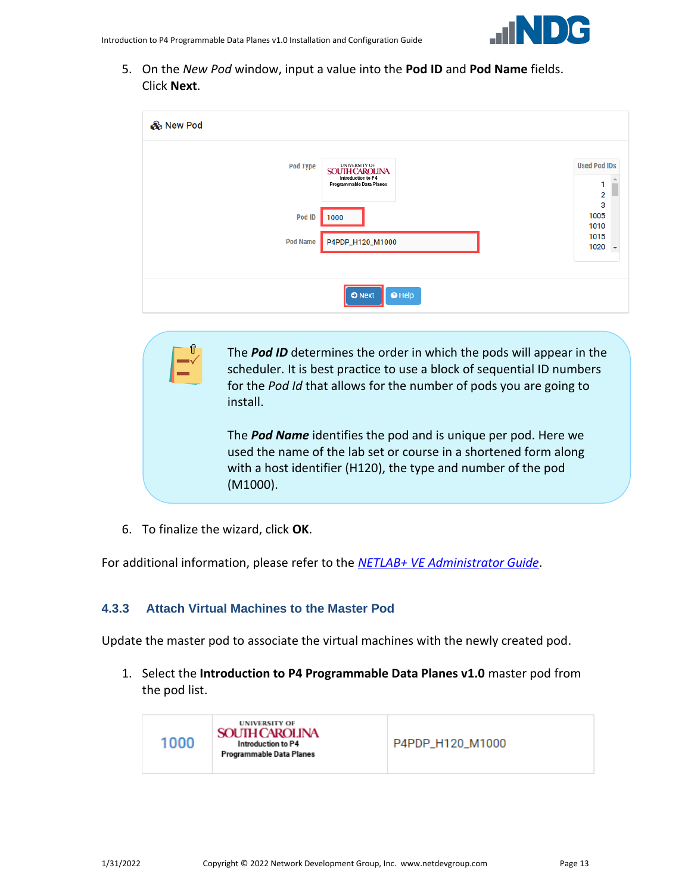5. On the *New Pod* window, input a value into the **Pod ID** and **Pod Name** fields. Click **Next**.

The ***Pod ID*** determines the order in which the pods will appear in the scheduler. It is best practice to use a block of sequential ID numbers for the *Pod Id* that allows for the number of pods you are going to install.

The ***Pod Name*** identifies the pod and is unique per pod. Here we used the name of the lab set or course in a shortened form along with a host identifier (H120), the type and number of the pod (M1000).

6. To finalize the wizard, click **OK**.

For additional information, please refer to the *NETLAB+ VE Administrator Guide*.

### 4.3.3 Attach Virtual Machines to the Master Pod

Update the master pod to associate the virtual machines with the newly created pod.

1. Select the **Introduction to P4 Programmable Data Planes v1.0** master pod from the pod list.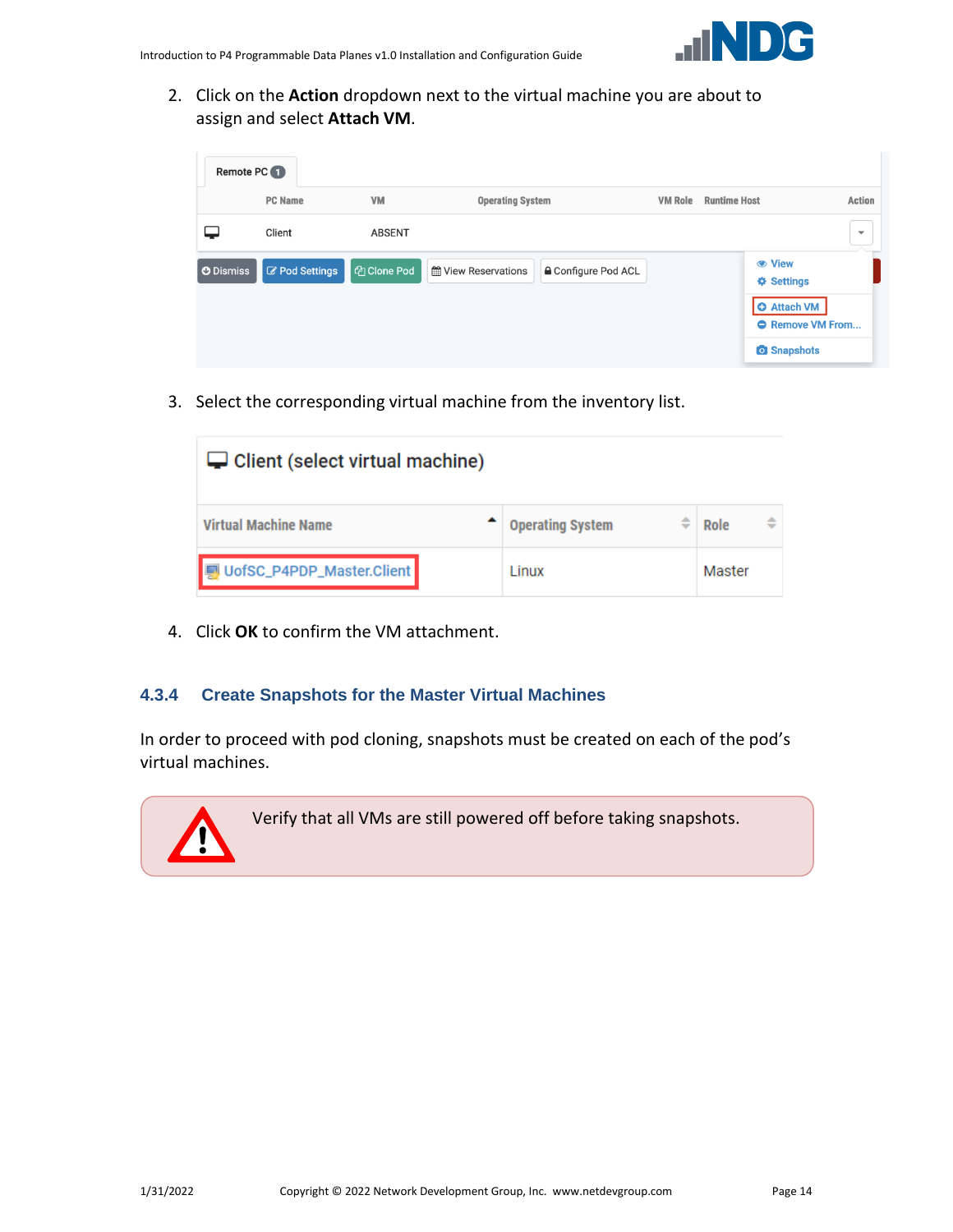2. Click on the **Action** dropdown next to the virtual machine you are about to assign and select **Attach VM**.

3. Select the corresponding virtual machine from the inventory list.

4. Click **OK** to confirm the VM attachment.

### 4.3.4 Create Snapshots for the Master Virtual Machines

In order to proceed with pod cloning, snapshots must be created on each of the pod's virtual machines.

> Verify that all VMs are still powered off before taking snapshots.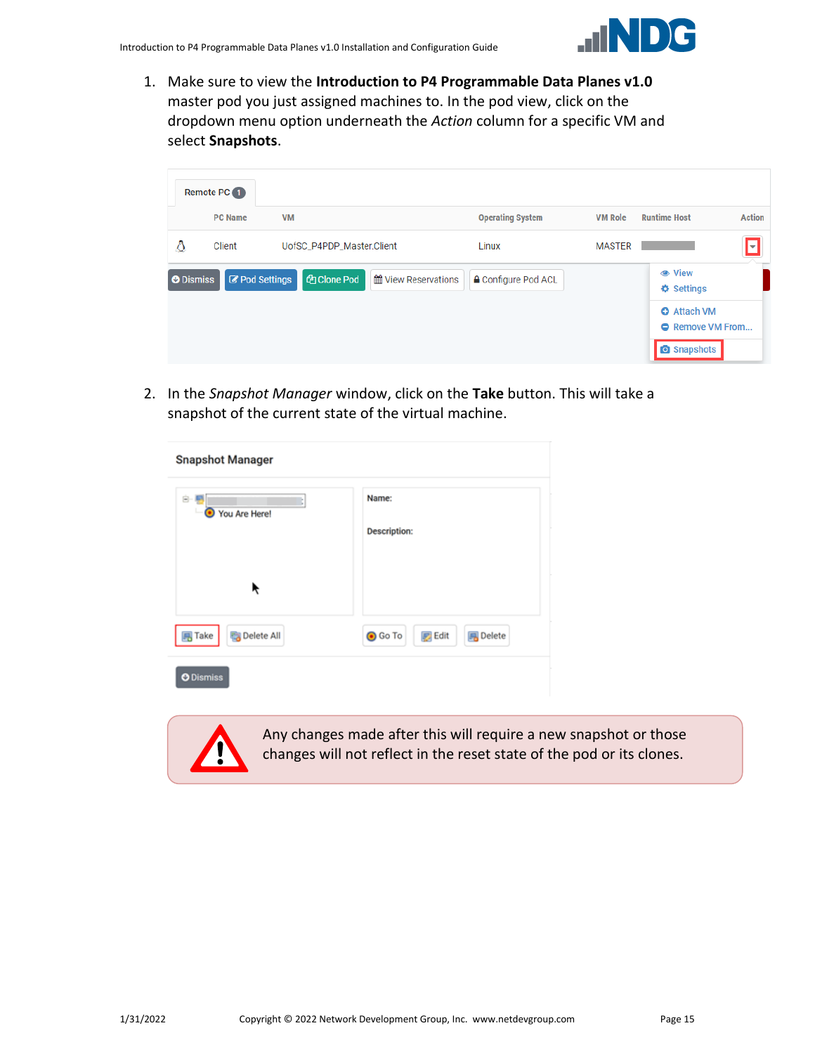1. Make sure to view the **Introduction to P4 Programmable Data Planes v1.0** master pod you just assigned machines to. In the pod view, click on the dropdown menu option underneath the *Action* column for a specific VM and select **Snapshots**.

2. In the *Snapshot Manager* window, click on the **Take** button. This will take a snapshot of the current state of the virtual machine.

> Any changes made after this will require a new snapshot or those changes will not reflect in the reset state of the pod or its clones.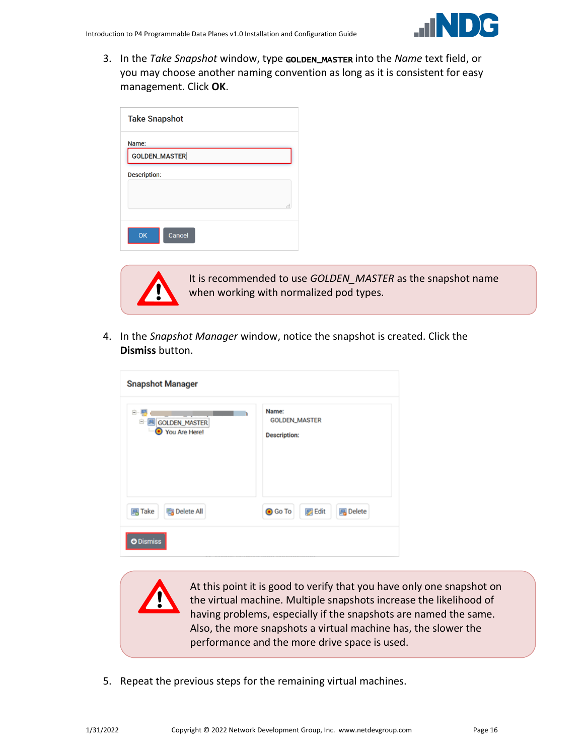3. In the *Take Snapshot* window, type **GOLDEN_MASTER** into the *Name* text field, or you may choose another naming convention as long as it is consistent for easy management. Click **OK**.

> It is recommended to use *GOLDEN_MASTER* as the snapshot name when working with normalized pod types.

4. In the *Snapshot Manager* window, notice the snapshot is created. Click the **Dismiss** button.

> At this point it is good to verify that you have only one snapshot on the virtual machine. Multiple snapshots increase the likelihood of having problems, especially if the snapshots are named the same. Also, the more snapshots a virtual machine has, the slower the performance and the more drive space is used.

5. Repeat the previous steps for the remaining virtual machines.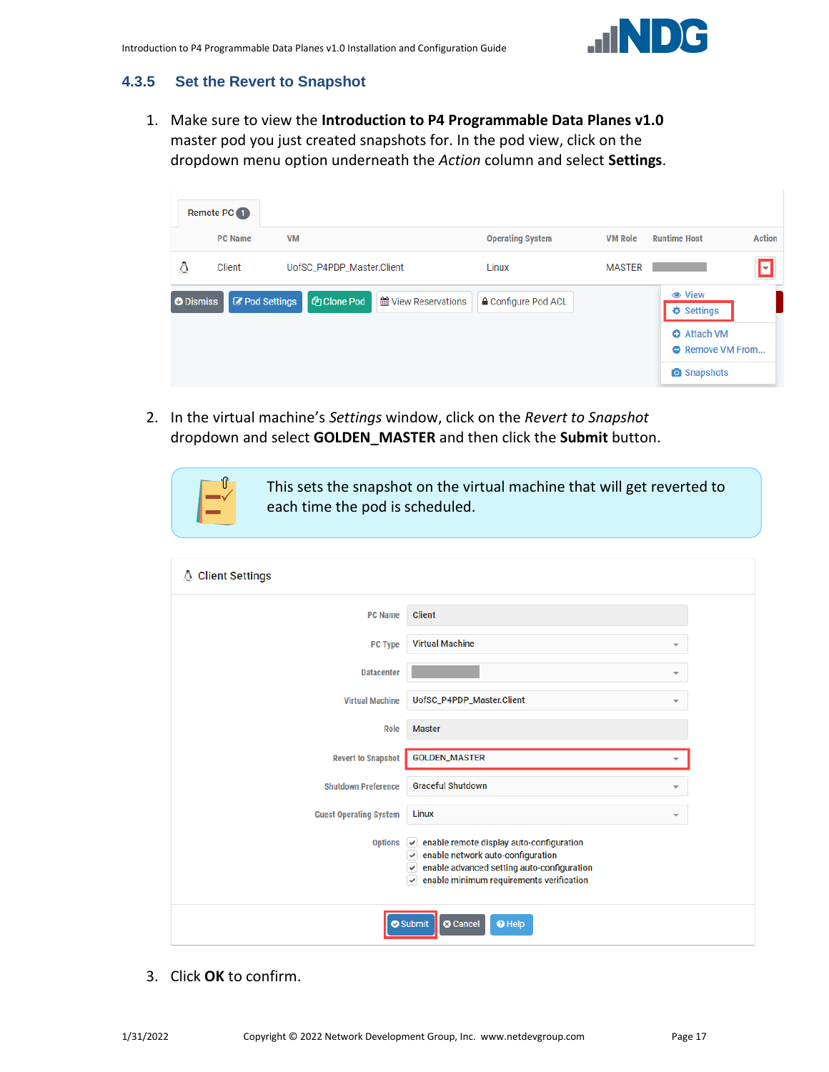### 4.3.5 Set the Revert to Snapshot

1. Make sure to view the **Introduction to P4 Programmable Data Planes v1.0** master pod you just created snapshots for. In the pod view, click on the dropdown menu option underneath the *Action* column and select **Settings**.

2. In the virtual machine's *Settings* window, click on the *Revert to Snapshot* dropdown and select **GOLDEN_MASTER** and then click the **Submit** button.

   This sets the snapshot on the virtual machine that will get reverted to each time the pod is scheduled.

3. Click **OK** to confirm.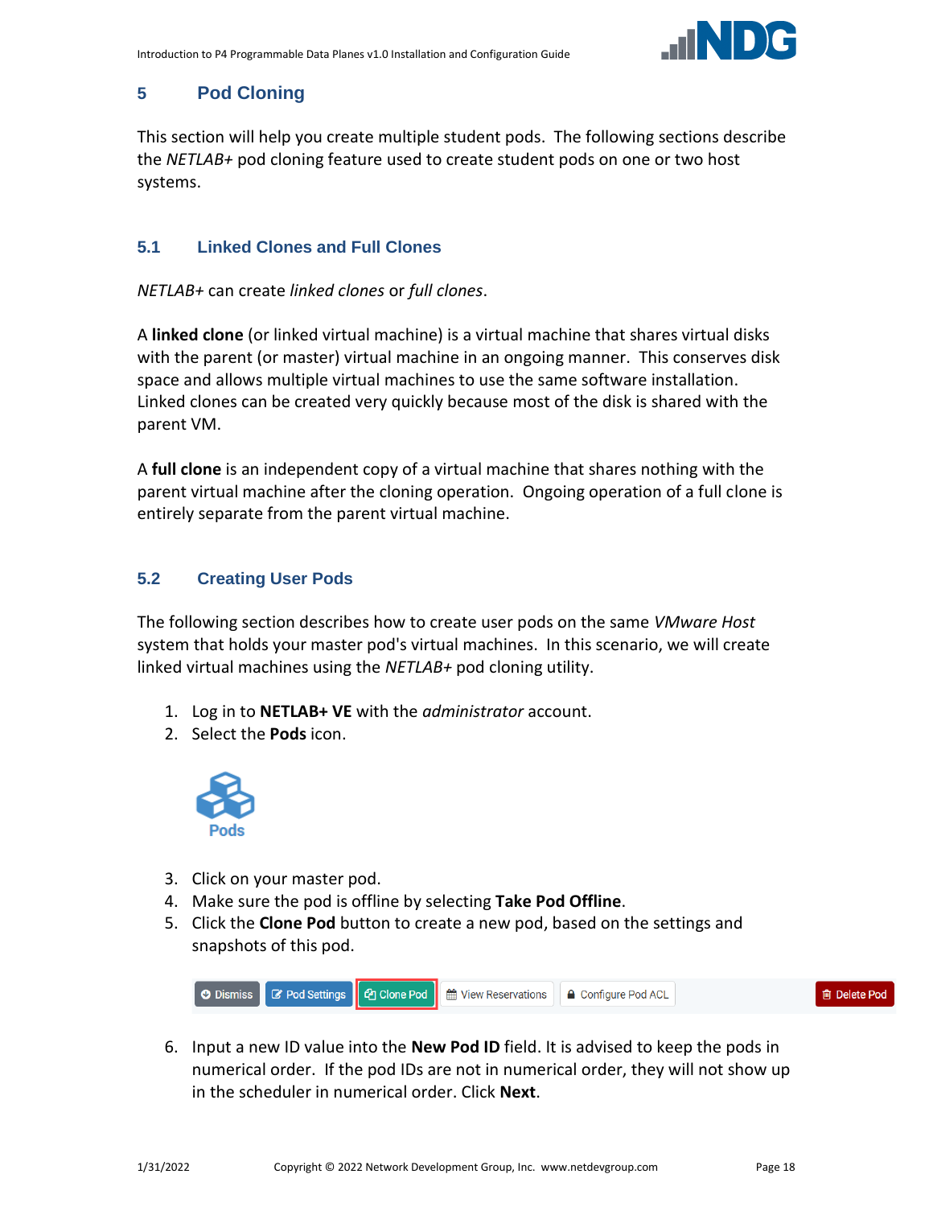## 5 Pod Cloning

This section will help you create multiple student pods. The following sections describe the *NETLAB+* pod cloning feature used to create student pods on one or two host systems.

### 5.1 Linked Clones and Full Clones

*NETLAB+* can create *linked clones* or *full clones*.

A **linked clone** (or linked virtual machine) is a virtual machine that shares virtual disks with the parent (or master) virtual machine in an ongoing manner. This conserves disk space and allows multiple virtual machines to use the same software installation. Linked clones can be created very quickly because most of the disk is shared with the parent VM.

A **full clone** is an independent copy of a virtual machine that shares nothing with the parent virtual machine after the cloning operation. Ongoing operation of a full clone is entirely separate from the parent virtual machine.

### 5.2 Creating User Pods

The following section describes how to create user pods on the same *VMware Host* system that holds your master pod's virtual machines. In this scenario, we will create linked virtual machines using the *NETLAB+* pod cloning utility.

1. Log in to **NETLAB+ VE** with the *administrator* account.
2. Select the **Pods** icon.

Pods

3. Click on your master pod.
4. Make sure the pod is offline by selecting **Take Pod Offline**.
5. Click the **Clone Pod** button to create a new pod, based on the settings and snapshots of this pod.

Dismiss | Pod Settings | Clone Pod | View Reservations | Configure Pod ACL | Delete Pod

6. Input a new ID value into the **New Pod ID** field. It is advised to keep the pods in numerical order. If the pod IDs are not in numerical order, they will not show up in the scheduler in numerical order. Click **Next**.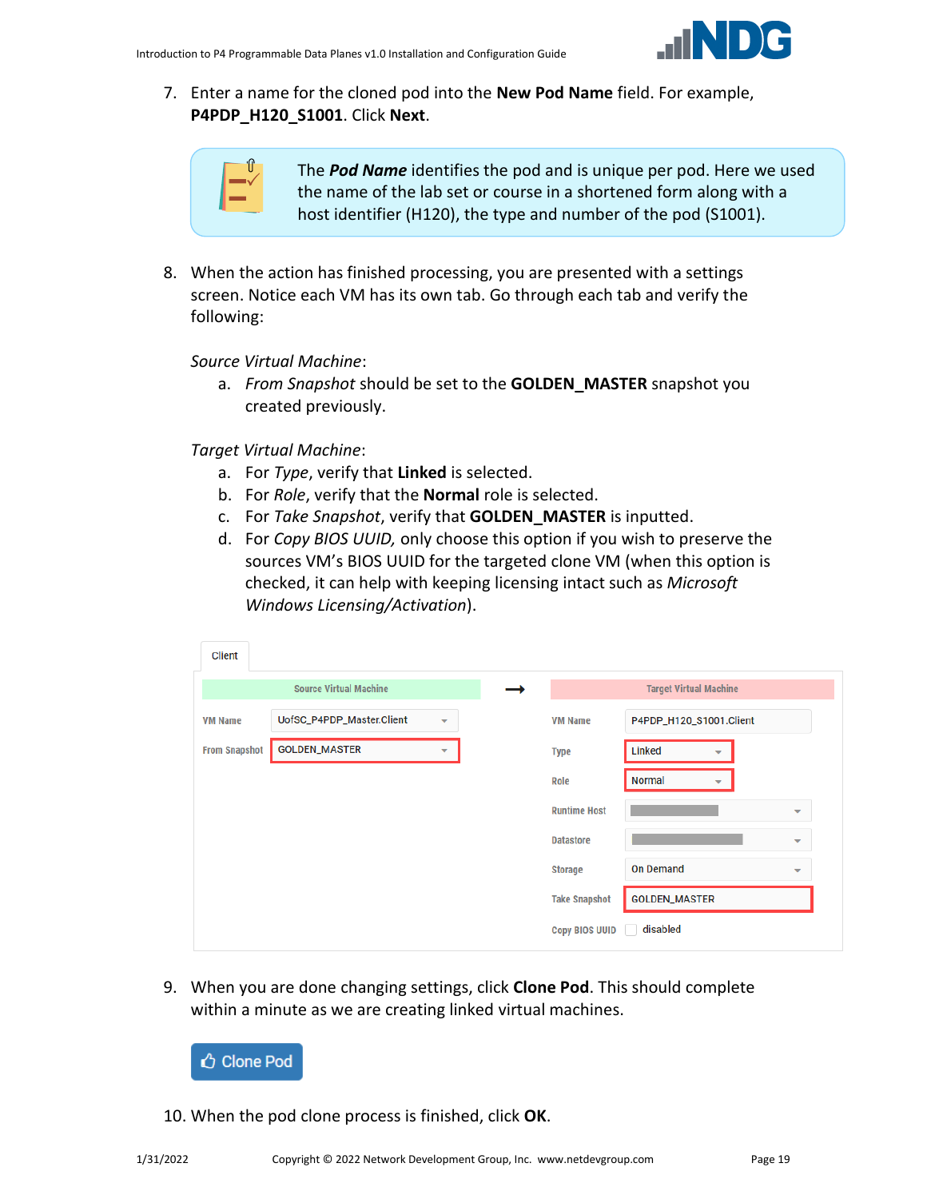7. Enter a name for the cloned pod into the **New Pod Name** field. For example, **P4PDP_H120_S1001**. Click **Next**.

> The ***Pod Name*** identifies the pod and is unique per pod. Here we used the name of the lab set or course in a shortened form along with a host identifier (H120), the type and number of the pod (S1001).

8. When the action has finished processing, you are presented with a settings screen. Notice each VM has its own tab. Go through each tab and verify the following:

   *Source Virtual Machine*:

   a. *From Snapshot* should be set to the **GOLDEN_MASTER** snapshot you created previously.

   *Target Virtual Machine*:

   a. For *Type*, verify that **Linked** is selected.
   b. For *Role*, verify that the **Normal** role is selected.
   c. For *Take Snapshot*, verify that **GOLDEN_MASTER** is inputted.
   d. For *Copy BIOS UUID,* only choose this option if you wish to preserve the sources VM's BIOS UUID for the targeted clone VM (when this option is checked, it can help with keeping licensing intact such as *Microsoft Windows Licensing/Activation*).

Client

| Source Virtual Machine | | → | Target Virtual Machine | |
|---|---|---|---|---|
| VM Name | UofSC_P4PDP_Master.Client | | VM Name | P4PDP_H120_S1001.Client |
| From Snapshot | GOLDEN_MASTER | | Type | Linked |
| | | | Role | Normal |
| | | | Runtime Host | |
| | | | Datastore | |
| | | | Storage | On Demand |
| | | | Take Snapshot | GOLDEN_MASTER |
| | | | Copy BIOS UUID | disabled |

9. When you are done changing settings, click **Clone Pod**. This should complete within a minute as we are creating linked virtual machines.

   Clone Pod

10. When the pod clone process is finished, click **OK**.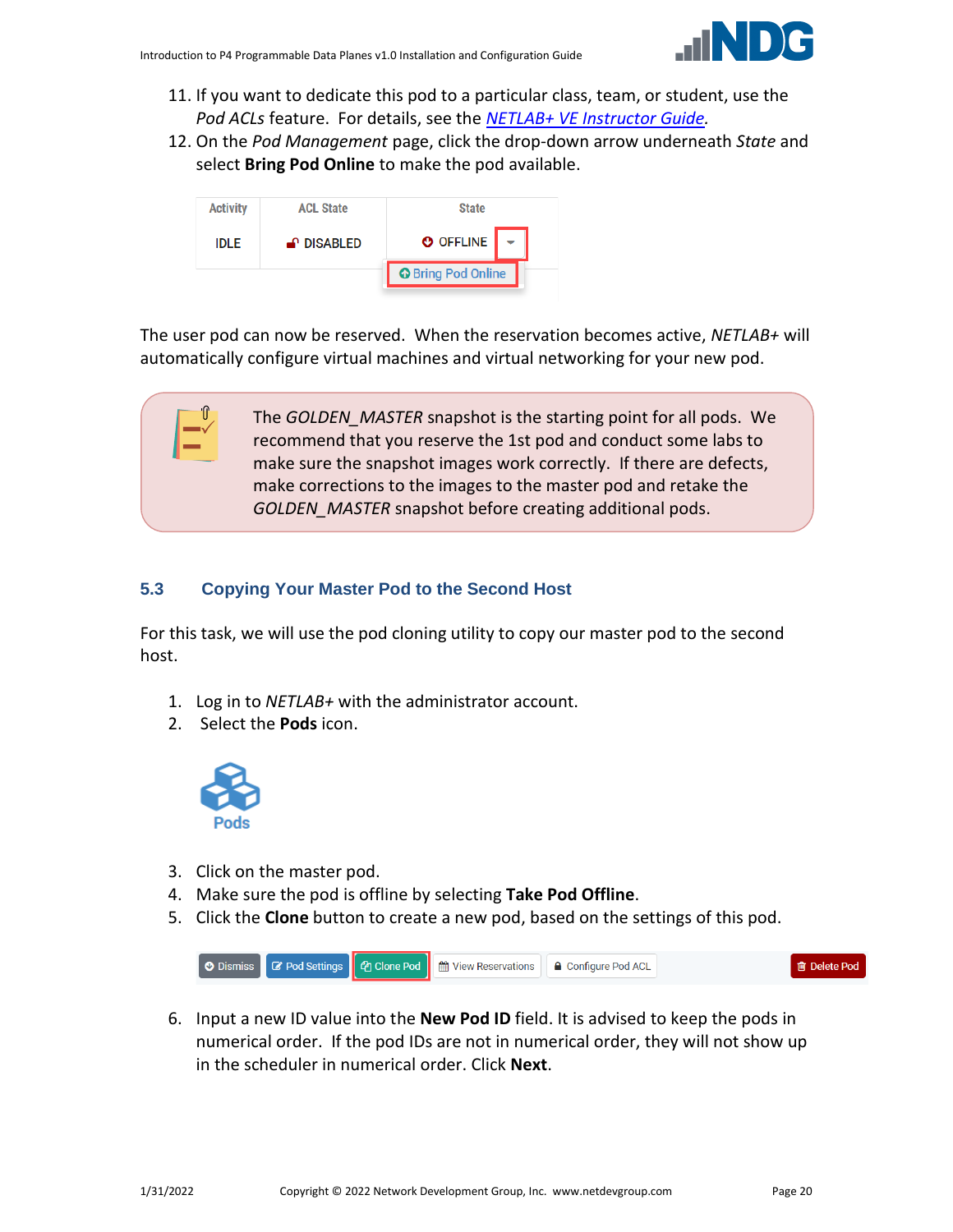11. If you want to dedicate this pod to a particular class, team, or student, use the *Pod ACLs* feature. For details, see the [NETLAB+ VE Instructor Guide](#).
12. On the *Pod Management* page, click the drop-down arrow underneath *State* and select **Bring Pod Online** to make the pod available.

| Activity | ACL State | State |
| --- | --- | --- |
| IDLE | DISABLED | OFFLINE |

Bring Pod Online

The user pod can now be reserved. When the reservation becomes active, *NETLAB+* will automatically configure virtual machines and virtual networking for your new pod.

> The *GOLDEN_MASTER* snapshot is the starting point for all pods. We recommend that you reserve the 1st pod and conduct some labs to make sure the snapshot images work correctly. If there are defects, make corrections to the images to the master pod and retake the *GOLDEN_MASTER* snapshot before creating additional pods.

## 5.3 Copying Your Master Pod to the Second Host

For this task, we will use the pod cloning utility to copy our master pod to the second host.

1. Log in to *NETLAB+* with the administrator account.
2. Select the **Pods** icon.

Pods

3. Click on the master pod.
4. Make sure the pod is offline by selecting **Take Pod Offline**.
5. Click the **Clone** button to create a new pod, based on the settings of this pod.

Dismiss | Pod Settings | Clone Pod | View Reservations | Configure Pod ACL | Delete Pod

6. Input a new ID value into the **New Pod ID** field. It is advised to keep the pods in numerical order. If the pod IDs are not in numerical order, they will not show up in the scheduler in numerical order. Click **Next**.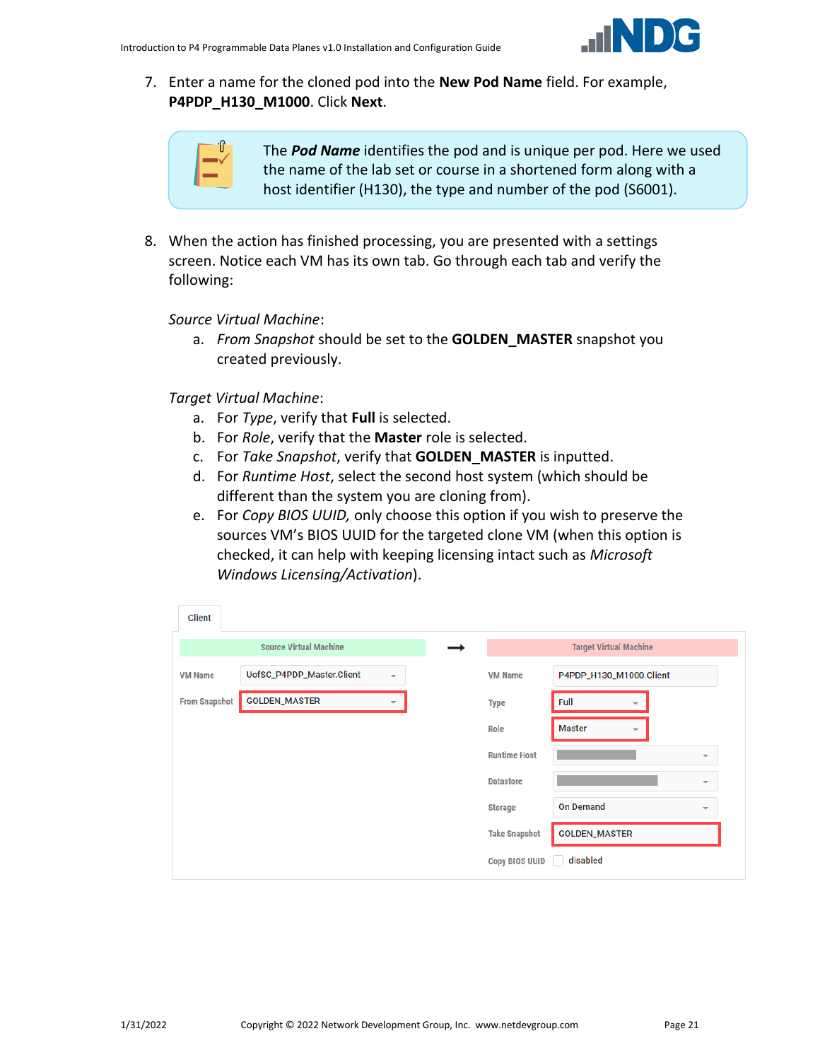7. Enter a name for the cloned pod into the **New Pod Name** field. For example, **P4PDP_H130_M1000**. Click **Next**.

> The ***Pod Name*** identifies the pod and is unique per pod. Here we used the name of the lab set or course in a shortened form along with a host identifier (H130), the type and number of the pod (S6001).

8. When the action has finished processing, you are presented with a settings screen. Notice each VM has its own tab. Go through each tab and verify the following:

   *Source Virtual Machine*:

   a. *From Snapshot* should be set to the **GOLDEN_MASTER** snapshot you created previously.

   *Target Virtual Machine*:

   a. For *Type*, verify that **Full** is selected.
   b. For *Role*, verify that the **Master** role is selected.
   c. For *Take Snapshot*, verify that **GOLDEN_MASTER** is inputted.
   d. For *Runtime Host*, select the second host system (which should be different than the system you are cloning from).
   e. For *Copy BIOS UUID,* only choose this option if you wish to preserve the sources VM's BIOS UUID for the targeted clone VM (when this option is checked, it can help with keeping licensing intact such as *Microsoft Windows Licensing/Activation*).

Client

| Source Virtual Machine | | → | Target Virtual Machine | |
|---|---|---|---|---|
| VM Name | UofSC_P4PDP_Master.Client | | VM Name | P4PDP_H130_M1000.Client |
| From Snapshot | GOLDEN_MASTER | | Type | Full |
| | | | Role | Master |
| | | | Runtime Host | |
| | | | Datastore | |
| | | | Storage | On Demand |
| | | | Take Snapshot | GOLDEN_MASTER |
| | | | Copy BIOS UUID | disabled |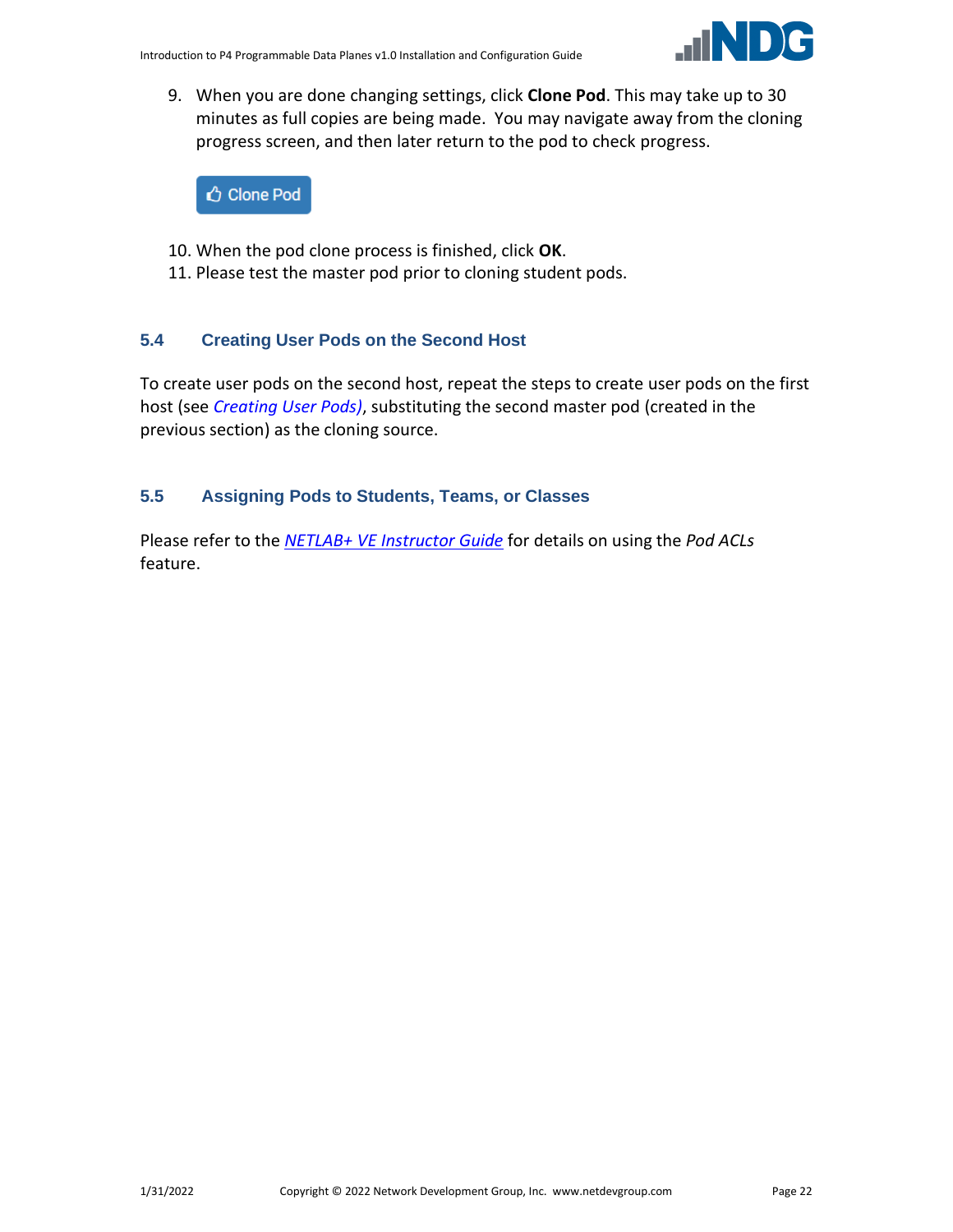9. When you are done changing settings, click **Clone Pod**. This may take up to 30 minutes as full copies are being made. You may navigate away from the cloning progress screen, and then later return to the pod to check progress.

   Clone Pod

10. When the pod clone process is finished, click **OK**.
11. Please test the master pod prior to cloning student pods.

### 5.4 Creating User Pods on the Second Host

To create user pods on the second host, repeat the steps to create user pods on the first host (see *Creating User Pods)*, substituting the second master pod (created in the previous section) as the cloning source.

### 5.5 Assigning Pods to Students, Teams, or Classes

Please refer to the *NETLAB+ VE Instructor Guide* for details on using the *Pod ACLs* feature.